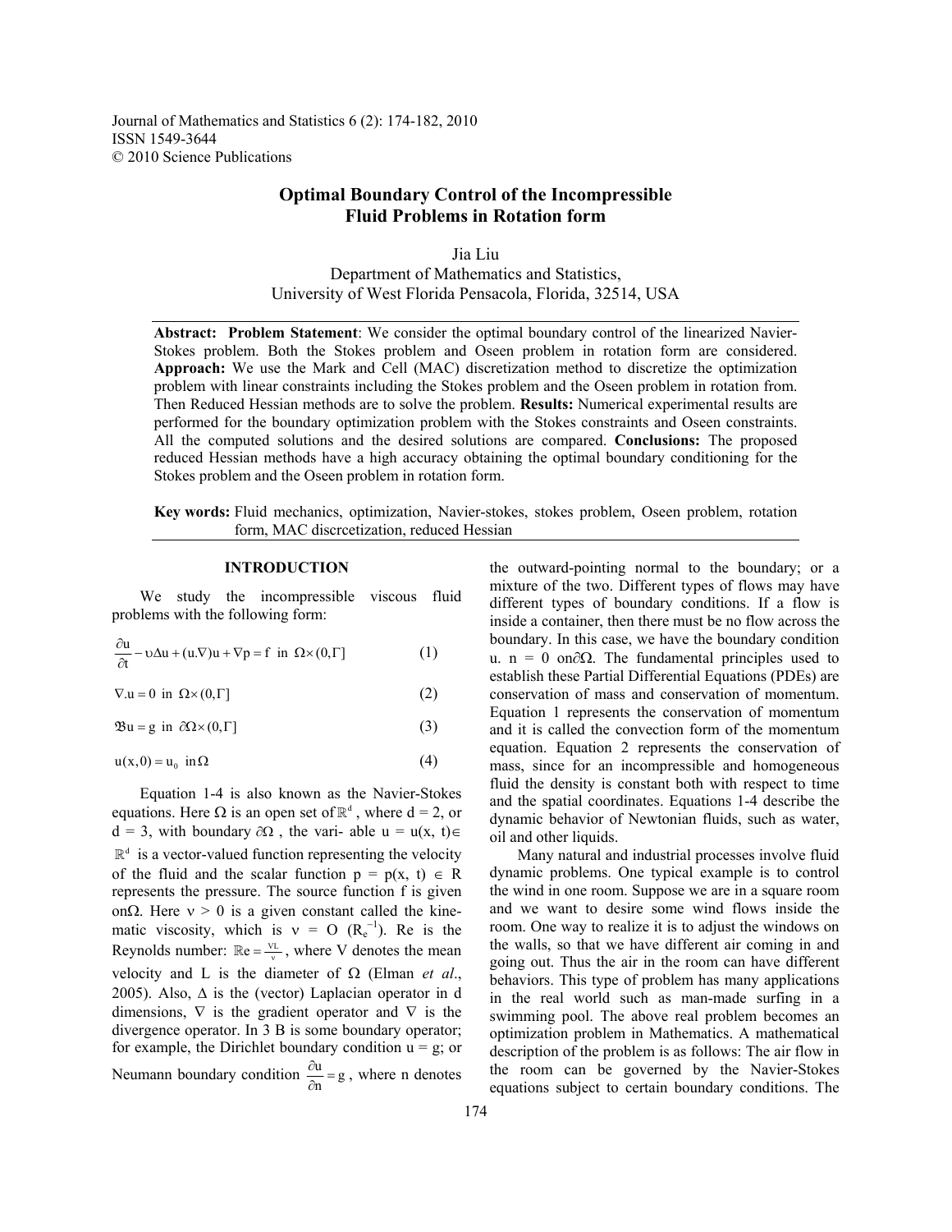Journal of Mathematics and Statistics 6 (2): 174-182, 2010
ISSN 1549-3644
© 2010 Science Publications

# Optimal Boundary Control of the Incompressible Fluid Problems in Rotation form

Jia Liu
Department of Mathematics and Statistics,
University of West Florida Pensacola, Florida, 32514, USA

**Abstract: Problem Statement**: We consider the optimal boundary control of the linearized Navier-Stokes problem. Both the Stokes problem and Oseen problem in rotation form are considered. **Approach:** We use the Mark and Cell (MAC) discretization method to discretize the optimization problem with linear constraints including the Stokes problem and the Oseen problem in rotation from. Then Reduced Hessian methods are to solve the problem. **Results:** Numerical experimental results are performed for the boundary optimization problem with the Stokes constraints and Oseen constraints. All the computed solutions and the desired solutions are compared. **Conclusions:** The proposed reduced Hessian methods have a high accuracy obtaining the optimal boundary conditioning for the Stokes problem and the Oseen problem in rotation form.

**Key words:** Fluid mechanics, optimization, Navier-stokes, stokes problem, Oseen problem, rotation form, MAC discrcetization, reduced Hessian

## INTRODUCTION

We study the incompressible viscous fluid problems with the following form:

$$\frac{\partial u}{\partial t} - \upsilon \Delta u + (u.\nabla)u + \nabla p = f \text{ in } \Omega \times (0, \Gamma] \tag{1}$$

$$\nabla.u = 0 \text{ in } \Omega \times (0, \Gamma] \tag{2}$$

$$\mathfrak{B}u = g \text{ in } \partial\Omega \times (0, \Gamma] \tag{3}$$

$$u(x, 0) = u_0 \text{ in } \Omega \tag{4}$$

Equation 1-4 is also known as the Navier-Stokes equations. Here $\Omega$ is an open set of $\mathbb{R}^d$, where d = 2, or d = 3, with boundary $\partial\Omega$, the vari- able $u = u(x, t) \in \mathbb{R}^d$ is a vector-valued function representing the velocity of the fluid and the scalar function $p = p(x, t) \in R$ represents the pressure. The source function f is given on$\Omega$. Here $\nu > 0$ is a given constant called the kinematic viscosity, which is $\nu = O\ (R_e^{-1})$. Re is the Reynolds number: $\mathbb{R}e = \frac{VL}{\nu}$, where V denotes the mean velocity and L is the diameter of $\Omega$ (Elman *et al*., 2005). Also, $\Delta$ is the (vector) Laplacian operator in d dimensions, $\nabla$ is the gradient operator and $\nabla$ is the divergence operator. In 3 B is some boundary operator; for example, the Dirichlet boundary condition u = g; or Neumann boundary condition $\frac{\partial u}{\partial n} = g$, where n denotes the outward-pointing normal to the boundary; or a mixture of the two. Different types of flows may have different types of boundary conditions. If a flow is inside a container, then there must be no flow across the boundary. In this case, we have the boundary condition u. n = 0 on$\partial\Omega$. The fundamental principles used to establish these Partial Differential Equations (PDEs) are conservation of mass and conservation of momentum. Equation 1 represents the conservation of momentum and it is called the convection form of the momentum equation. Equation 2 represents the conservation of mass, since for an incompressible and homogeneous fluid the density is constant both with respect to time and the spatial coordinates. Equations 1-4 describe the dynamic behavior of Newtonian fluids, such as water, oil and other liquids.

Many natural and industrial processes involve fluid dynamic problems. One typical example is to control the wind in one room. Suppose we are in a square room and we want to desire some wind flows inside the room. One way to realize it is to adjust the windows on the walls, so that we have different air coming in and going out. Thus the air in the room can have different behaviors. This type of problem has many applications in the real world such as man-made surfing in a swimming pool. The above real problem becomes an optimization problem in Mathematics. A mathematical description of the problem is as follows: The air flow in the room can be governed by the Navier-Stokes equations subject to certain boundary conditions. The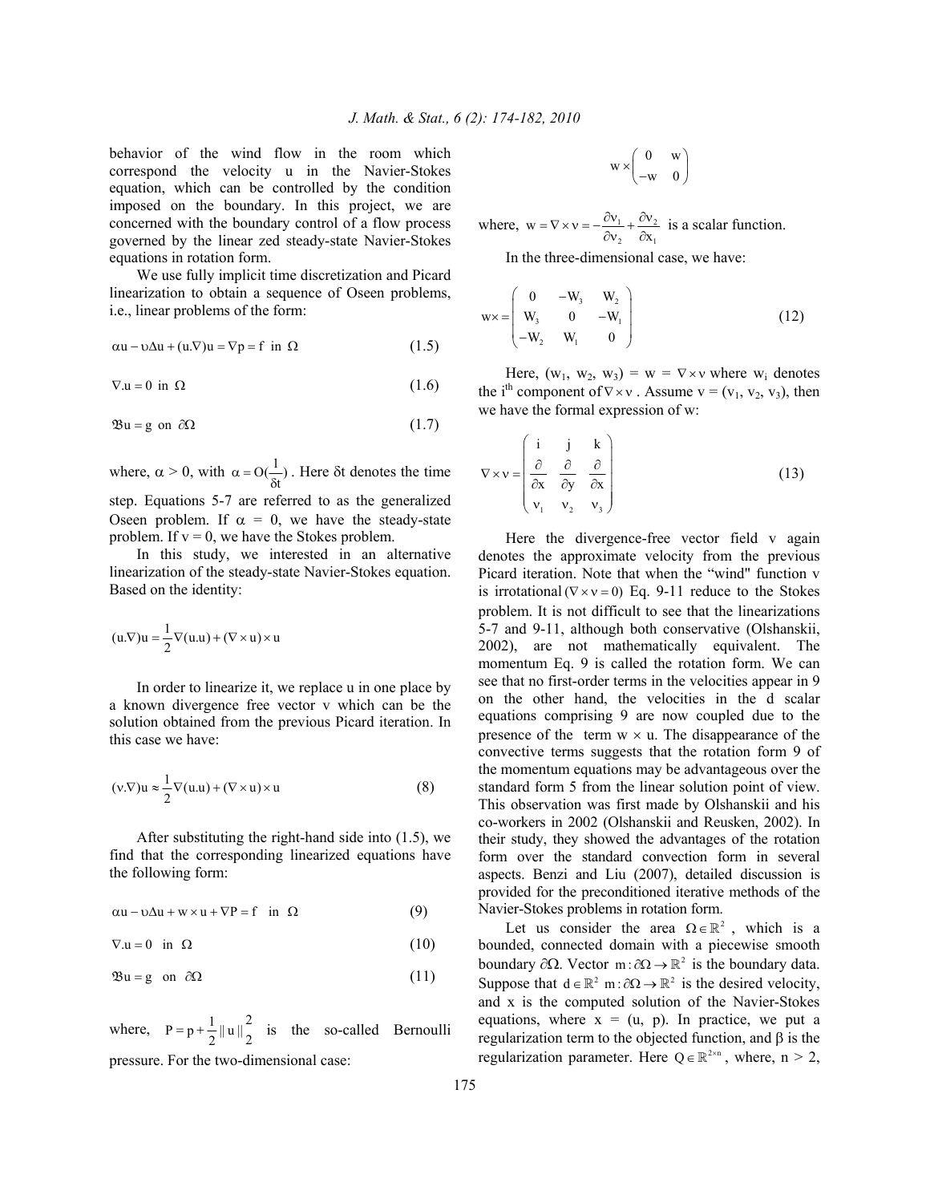behavior of the wind flow in the room which correspond the velocity u in the Navier-Stokes equation, which can be controlled by the condition imposed on the boundary. In this project, we are concerned with the boundary control of a flow process governed by the linear zed steady-state Navier-Stokes equations in rotation form.

We use fully implicit time discretization and Picard linearization to obtain a sequence of Oseen problems, i.e., linear problems of the form:

$$\alpha u - \upsilon \Delta u + (u.\nabla)u = \nabla p = f \text{ in } \Omega \tag{1.5}$$

$$\nabla.u = 0 \text{ in } \Omega \tag{1.6}$$

$$\mathfrak{B}u = g \text{ on } \partial\Omega \tag{1.7}$$

where, $\alpha > 0$, with $\alpha = O(\frac{1}{\delta t})$. Here $\delta t$ denotes the time step. Equations 5-7 are referred to as the generalized Oseen problem. If $\alpha = 0$, we have the steady-state problem. If $v = 0$, we have the Stokes problem.

In this study, we interested in an alternative linearization of the steady-state Navier-Stokes equation. Based on the identity:

$$(u.\nabla)u = \frac{1}{2}\nabla(u.u) + (\nabla \times u) \times u$$

In order to linearize it, we replace u in one place by a known divergence free vector v which can be the solution obtained from the previous Picard iteration. In this case we have:

$$(v.\nabla)u \approx \frac{1}{2}\nabla(u.u) + (\nabla \times u) \times u \tag{8}$$

After substituting the right-hand side into (1.5), we find that the corresponding linearized equations have the following form:

$$\alpha u - \upsilon \Delta u + w \times u + \nabla P = f \quad \text{in } \Omega \tag{9}$$

$$\nabla.u = 0 \quad \text{in } \Omega \tag{10}$$

$$\mathfrak{B}u = g \quad \text{on } \partial\Omega \tag{11}$$

where, $P = p + \frac{1}{2}\| u \|_2^2$ is the so-called Bernoulli pressure. For the two-dimensional case:

$$w \times \begin{pmatrix} 0 & w \\ -w & 0 \end{pmatrix}$$

where, $w = \nabla \times v = -\frac{\partial v_1}{\partial v_2} + \frac{\partial v_2}{\partial x_1}$ is a scalar function.

In the three-dimensional case, we have:

$$w \times = \begin{pmatrix} 0 & -W_3 & W_2 \\ W_3 & 0 & -W_1 \\ -W_2 & W_1 & 0 \end{pmatrix} \tag{12}$$

Here, $(w_1, w_2, w_3) = w = \nabla \times v$ where $w_i$ denotes the $i^{th}$ component of $\nabla \times v$. Assume $v = (v_1, v_2, v_3)$, then we have the formal expression of w:

$$\nabla \times v = \begin{pmatrix} i & j & k \\ \frac{\partial}{\partial x} & \frac{\partial}{\partial y} & \frac{\partial}{\partial x} \\ v_1 & v_2 & v_3 \end{pmatrix} \tag{13}$$

Here the divergence-free vector field v again denotes the approximate velocity from the previous Picard iteration. Note that when the "wind" function v is irrotational $(\nabla \times v = 0)$ Eq. 9-11 reduce to the Stokes problem. It is not difficult to see that the linearizations 5-7 and 9-11, although both conservative (Olshanskii, 2002), are not mathematically equivalent. The momentum Eq. 9 is called the rotation form. We can see that no first-order terms in the velocities appear in 9 on the other hand, the velocities in the d scalar equations comprising 9 are now coupled due to the presence of the term $w \times u$. The disappearance of the convective terms suggests that the rotation form 9 of the momentum equations may be advantageous over the standard form 5 from the linear solution point of view. This observation was first made by Olshanskii and his co-workers in 2002 (Olshanskii and Reusken, 2002). In their study, they showed the advantages of the rotation form over the standard convection form in several aspects. Benzi and Liu (2007), detailed discussion is provided for the preconditioned iterative methods of the Navier-Stokes problems in rotation form.

Let us consider the area $\Omega \in \mathbb{R}^2$, which is a bounded, connected domain with a piecewise smooth boundary $\partial\Omega$. Vector $m : \partial\Omega \to \mathbb{R}^2$ is the boundary data. Suppose that $d \in \mathbb{R}^2$ $m : \partial\Omega \to \mathbb{R}^2$ is the desired velocity, and x is the computed solution of the Navier-Stokes equations, where x = (u, p). In practice, we put a regularization term to the objected function, and $\beta$ is the regularization parameter. Here $Q \in \mathbb{R}^{2 \times n}$, where, n > 2,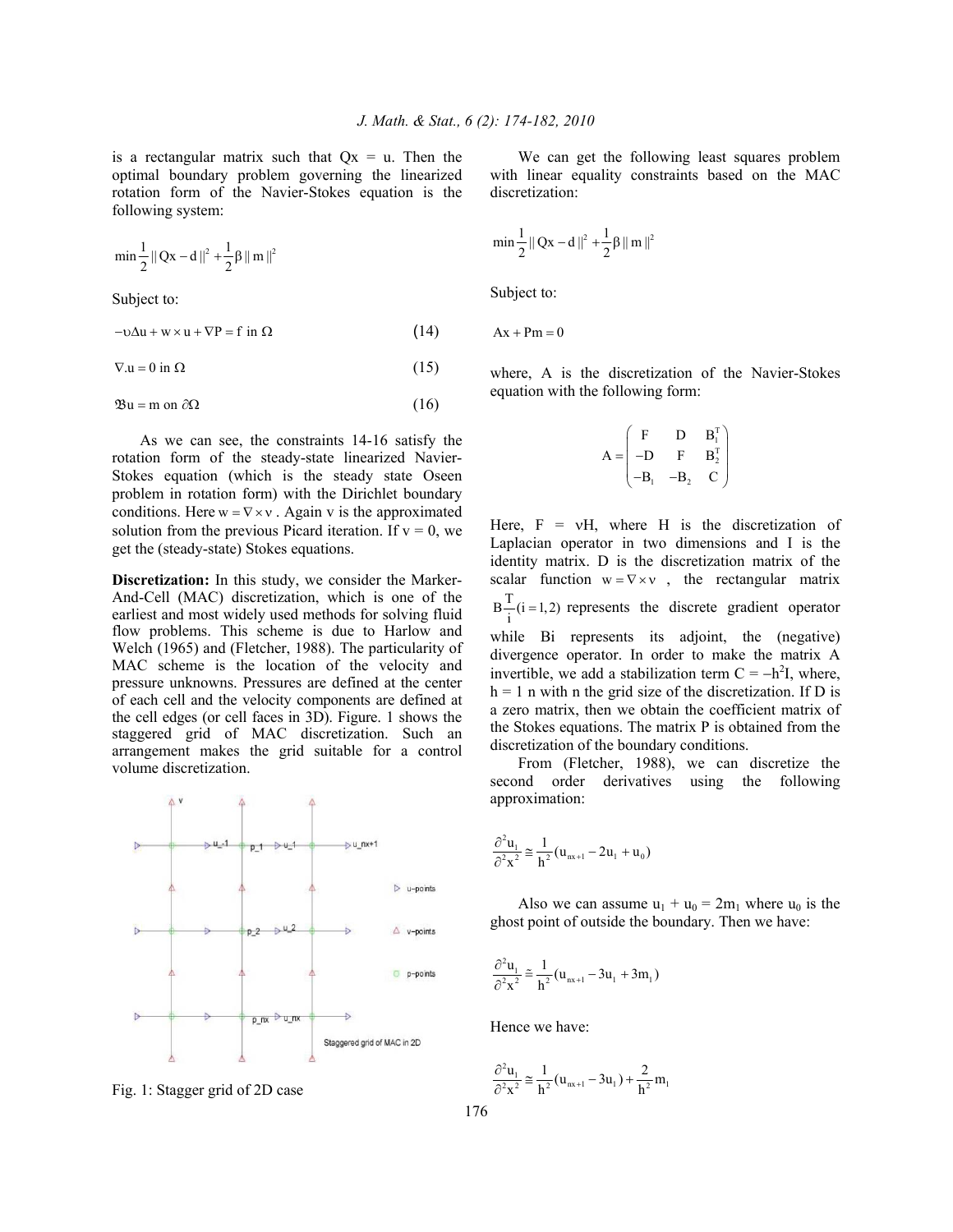is a rectangular matrix such that Qx = u. Then the optimal boundary problem governing the linearized rotation form of the Navier-Stokes equation is the following system:

$$\min \frac{1}{2} \| Qx - d \|^2 + \frac{1}{2} \beta \| m \|^2$$

Subject to:

$$-\upsilon \Delta u + w \times u + \nabla P = f \text{ in } \Omega \tag{14}$$

$$\nabla . u = 0 \text{ in } \Omega \tag{15}$$

$$\mathfrak{B} u = m \text{ on } \partial\Omega \tag{16}$$

As we can see, the constraints 14-16 satisfy the rotation form of the steady-state linearized Navier-Stokes equation (which is the steady state Oseen problem in rotation form) with the Dirichlet boundary conditions. Here $w = \nabla \times v$. Again v is the approximated solution from the previous Picard iteration. If v = 0, we get the (steady-state) Stokes equations.

**Discretization:** In this study, we consider the Marker-And-Cell (MAC) discretization, which is one of the earliest and most widely used methods for solving fluid flow problems. This scheme is due to Harlow and Welch (1965) and (Fletcher, 1988). The particularity of MAC scheme is the location of the velocity and pressure unknowns. Pressures are defined at the center of each cell and the velocity components are defined at the cell edges (or cell faces in 3D). Figure. 1 shows the staggered grid of MAC discretization. Such an arrangement makes the grid suitable for a control volume discretization.

Fig. 1: Stagger grid of 2D case

We can get the following least squares problem with linear equality constraints based on the MAC discretization:

$$\min \frac{1}{2} \| Qx - d \|^2 + \frac{1}{2} \beta \| m \|^2$$

Subject to:

$$Ax + Pm = 0$$

where, A is the discretization of the Navier-Stokes equation with the following form:

$$A = \begin{pmatrix} F & D & B_1^T \\ -D & F & B_2^T \\ -B_1 & -B_2 & C \end{pmatrix}$$

Here, F = νH, where H is the discretization of Laplacian operator in two dimensions and I is the identity matrix. D is the discretization matrix of the scalar function $w = \nabla \times v$, the rectangular matrix $B_i^T (i = 1, 2)$ represents the discrete gradient operator while Bi represents its adjoint, the (negative) divergence operator. In order to make the matrix A invertible, we add a stabilization term $C = -h^2 I$, where, h = 1 n with n the grid size of the discretization. If D is a zero matrix, then we obtain the coefficient matrix of the Stokes equations. The matrix P is obtained from the discretization of the boundary conditions.

From (Fletcher, 1988), we can discretize the second order derivatives using the following approximation:

$$\frac{\partial^2 u_1}{\partial^2 x^2} \cong \frac{1}{h^2}(u_{nx+1} - 2u_1 + u_0)$$

Also we can assume $u_1 + u_0 = 2m_1$ where $u_0$ is the ghost point of outside the boundary. Then we have:

$$\frac{\partial^2 u_1}{\partial^2 x^2} \cong \frac{1}{h^2}(u_{nx+1} - 3u_1 + 3m_1)$$

Hence we have:

$$\frac{\partial^2 u_1}{\partial^2 x^2} \cong \frac{1}{h^2}(u_{nx+1} - 3u_1) + \frac{2}{h^2} m_1$$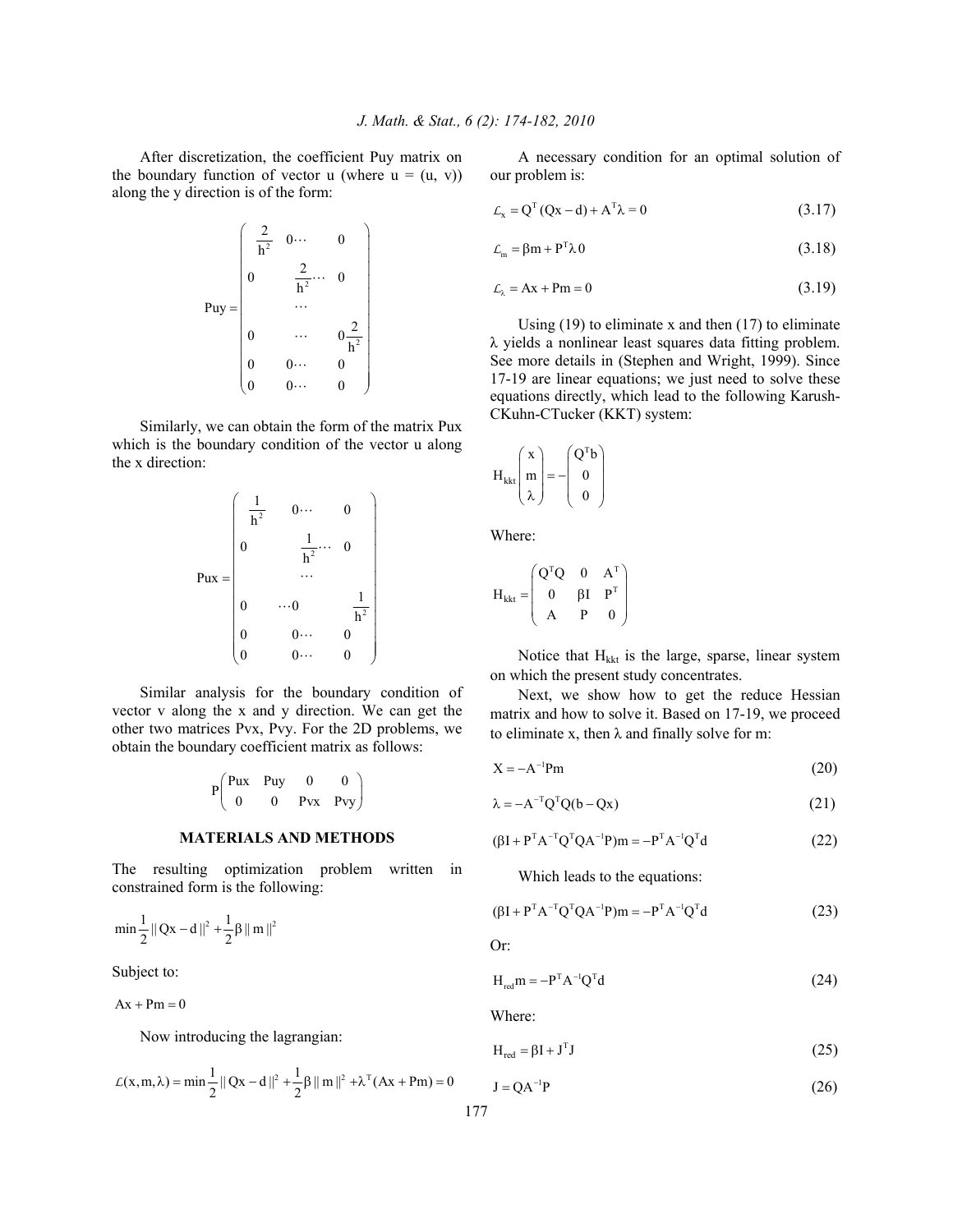After discretization, the coefficient Puy matrix on the boundary function of vector u (where u = (u, v)) along the y direction is of the form:

$$
Puy = \begin{pmatrix} \frac{2}{h^2} & 0\cdots & 0 \\ 0 & \frac{2}{h^2}\cdots & 0 \\ & \cdots & \\ 0 & \cdots & 0\frac{2}{h^2} \\ 0 & 0\cdots & 0 \\ 0 & 0\cdots & 0 \end{pmatrix}
$$

Similarly, we can obtain the form of the matrix Pux which is the boundary condition of the vector u along the x direction:

$$
Pux = \begin{pmatrix} \frac{1}{h^2} & 0\cdots & 0 \\ 0 & \frac{1}{h^2}\cdots & 0 \\ & \cdots & \\ 0 & \cdots 0 & \frac{1}{h^2} \\ 0 & 0\cdots & 0 \\ 0 & 0\cdots & 0 \end{pmatrix}
$$

Similar analysis for the boundary condition of vector v along the x and y direction. We can get the other two matrices Pvx, Pvy. For the 2D problems, we obtain the boundary coefficient matrix as follows:

$$
P\begin{pmatrix} Pux & Puy & 0 & 0 \\ 0 & 0 & Pvx & Pvy \end{pmatrix}
$$

## MATERIALS AND METHODS

The resulting optimization problem written in constrained form is the following:

$$
\min \frac{1}{2}\| Qx - d \|^2 + \frac{1}{2}\beta \| m \|^2
$$

Subject to:

$$
Ax + Pm = 0
$$

Now introducing the lagrangian:

$$
\mathcal{L}(x, m, \lambda) = \min \frac{1}{2}\| Qx - d \|^2 + \frac{1}{2}\beta \| m \|^2 + \lambda^T (Ax + Pm) = 0
$$

A necessary condition for an optimal solution of our problem is:

$$
\mathcal{L}_x = Q^T (Qx - d) + A^T \lambda = 0 \tag{3.17}
$$

$$
\mathcal{L}_m = \beta m + P^T \lambda 0 \tag{3.18}
$$

$$
\mathcal{L}_\lambda = Ax + Pm = 0 \tag{3.19}
$$

Using (19) to eliminate x and then (17) to eliminate λ yields a nonlinear least squares data fitting problem. See more details in (Stephen and Wright, 1999). Since 17-19 are linear equations; we just need to solve these equations directly, which lead to the following Karush-CKuhn-CTucker (KKT) system:

$$
H_{kkt}\begin{pmatrix} x \\ m \\ \lambda \end{pmatrix} = -\begin{pmatrix} Q^T b \\ 0 \\ 0 \end{pmatrix}
$$

Where:

$$
H_{kkt} = \begin{pmatrix} Q^T Q & 0 & A^T \\ 0 & \beta I & P^T \\ A & P & 0 \end{pmatrix}
$$

Notice that $H_{kkt}$ is the large, sparse, linear system on which the present study concentrates.

Next, we show how to get the reduce Hessian matrix and how to solve it. Based on 17-19, we proceed to eliminate x, then λ and finally solve for m:

$$
X = -A^{-1} Pm \tag{20}
$$

$$
\lambda = -A^{-T} Q^T Q(b - Qx) \tag{21}
$$

$$
(\beta I + P^T A^{-T} Q^T Q A^{-1} P)m = -P^T A^{-1} Q^T d \tag{22}
$$

Which leads to the equations:

$$
(\beta I + P^T A^{-T} Q^T Q A^{-1} P)m = -P^T A^{-1} Q^T d \tag{23}
$$

Or:

$$
H_{red} m = -P^T A^{-1} Q^T d \tag{24}
$$

Where:

$$
H_{red} = \beta I + J^T J \tag{25}
$$

$$
J = Q A^{-1} P \tag{26}
$$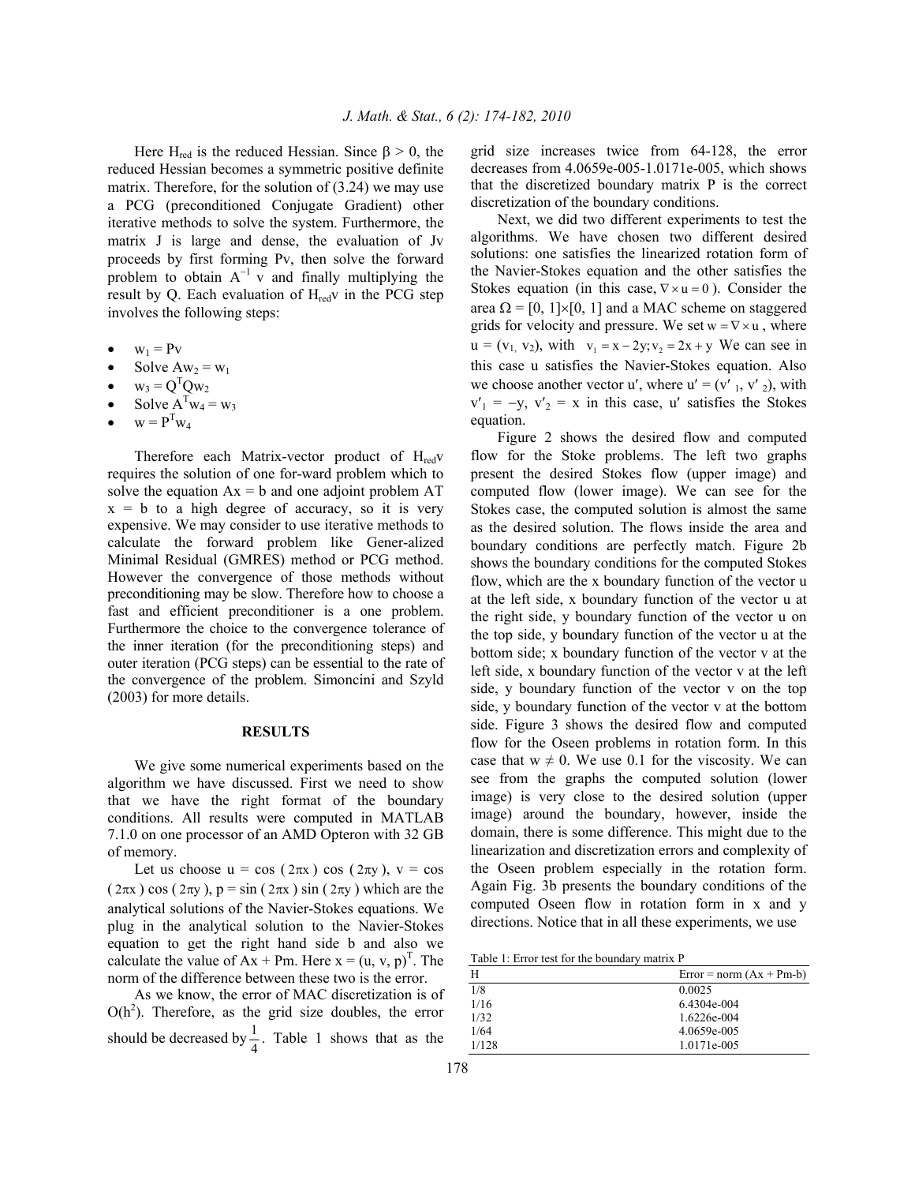Here $H_{red}$ is the reduced Hessian. Since $\beta > 0$, the reduced Hessian becomes a symmetric positive definite matrix. Therefore, for the solution of (3.24) we may use a PCG (preconditioned Conjugate Gradient) other iterative methods to solve the system. Furthermore, the matrix J is large and dense, the evaluation of Jv proceeds by first forming Pv, then solve the forward problem to obtain $A^{-1}$ v and finally multiplying the result by Q. Each evaluation of $H_{red}v$ in the PCG step involves the following steps:

- $w_1 = Pv$
- Solve $Aw_2 = w_1$
- $w_3 = Q^TQw_2$
- Solve $A^Tw_4 = w_3$
- $w = P^Tw_4$

Therefore each Matrix-vector product of $H_{red}v$ requires the solution of one for-ward problem which to solve the equation Ax = b and one adjoint problem AT x = b to a high degree of accuracy, so it is very expensive. We may consider to use iterative methods to calculate the forward problem like Gener-alized Minimal Residual (GMRES) method or PCG method. However the convergence of those methods without preconditioning may be slow. Therefore how to choose a fast and efficient preconditioner is a one problem. Furthermore the choice to the convergence tolerance of the inner iteration (for the preconditioning steps) and outer iteration (PCG steps) can be essential to the rate of the convergence of the problem. Simoncini and Szyld (2003) for more details.

## RESULTS

We give some numerical experiments based on the algorithm we have discussed. First we need to show that we have the right format of the boundary conditions. All results were computed in MATLAB 7.1.0 on one processor of an AMD Opteron with 32 GB of memory.

Let us choose $u = \cos(2\pi x)\cos(2\pi y)$, $v = \cos(2\pi x)\cos(2\pi y)$, $p = \sin(2\pi x)\sin(2\pi y)$ which are the analytical solutions of the Navier-Stokes equations. We plug in the analytical solution to the Navier-Stokes equation to get the right hand side b and also we calculate the value of Ax + Pm. Here $x = (u, v, p)^T$. The norm of the difference between these two is the error.

As we know, the error of MAC discretization is of $O(h^2)$. Therefore, as the grid size doubles, the error should be decreased by $\frac{1}{4}$. Table 1 shows that as the grid size increases twice from 64-128, the error decreases from 4.0659e-005-1.0171e-005, which shows that the discretized boundary matrix P is the correct discretization of the boundary conditions.

Next, we did two different experiments to test the algorithms. We have chosen two different desired solutions: one satisfies the linearized rotation form of the Navier-Stokes equation and the other satisfies the Stokes equation (in this case, $\nabla \times u = 0$). Consider the area $\Omega = [0, 1]\times[0, 1]$ and a MAC scheme on staggered grids for velocity and pressure. We set $w = \nabla \times u$, where $u = (v_1, v_2)$, with $v_1 = x - 2y; v_2 = 2x + y$ We can see in this case u satisfies the Navier-Stokes equation. Also we choose another vector u′, where $u' = (v'_1, v'_2)$, with $v'_1 = -y$, $v'_2 = x$ in this case, u′ satisfies the Stokes equation.

Figure 2 shows the desired flow and computed flow for the Stoke problems. The left two graphs present the desired Stokes flow (upper image) and computed flow (lower image). We can see for the Stokes case, the computed solution is almost the same as the desired solution. The flows inside the area and boundary conditions are perfectly match. Figure 2b shows the boundary conditions for the computed Stokes flow, which are the x boundary function of the vector u at the left side, x boundary function of the vector u at the right side, y boundary function of the vector u on the top side, y boundary function of the vector u at the bottom side; x boundary function of the vector v at the left side, x boundary function of the vector v at the left side, y boundary function of the vector v on the top side, y boundary function of the vector v at the bottom side. Figure 3 shows the desired flow and computed flow for the Oseen problems in rotation form. In this case that $w \neq 0$. We use 0.1 for the viscosity. We can see from the graphs the computed solution (lower image) is very close to the desired solution (upper image) around the boundary, however, inside the domain, there is some difference. This might due to the linearization and discretization errors and complexity of the Oseen problem especially in the rotation form. Again Fig. 3b presents the boundary conditions of the computed Oseen flow in rotation form in x and y directions. Notice that in all these experiments, we use

Table 1: Error test for the boundary matrix P

| H | Error = norm (Ax + Pm-b) |
|---|---|
| 1/8 | 0.0025 |
| 1/16 | 6.4304e-004 |
| 1/32 | 1.6226e-004 |
| 1/64 | 4.0659e-005 |
| 1/128 | 1.0171e-005 |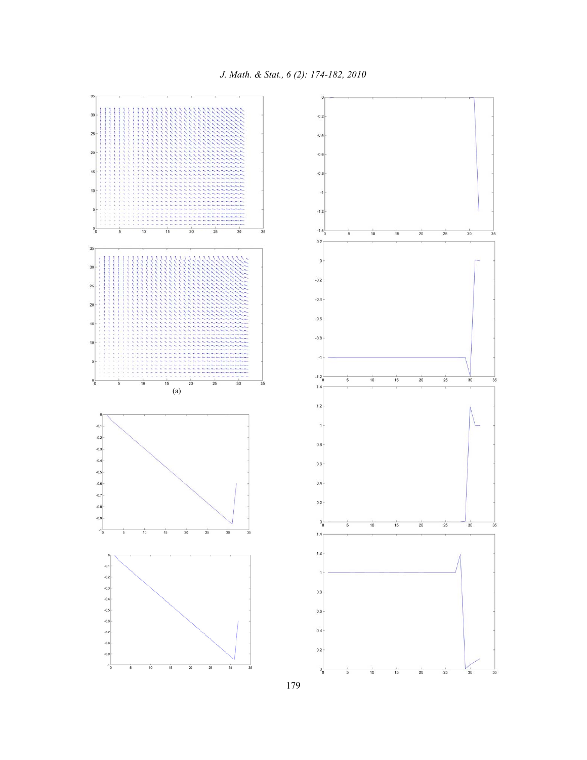(a)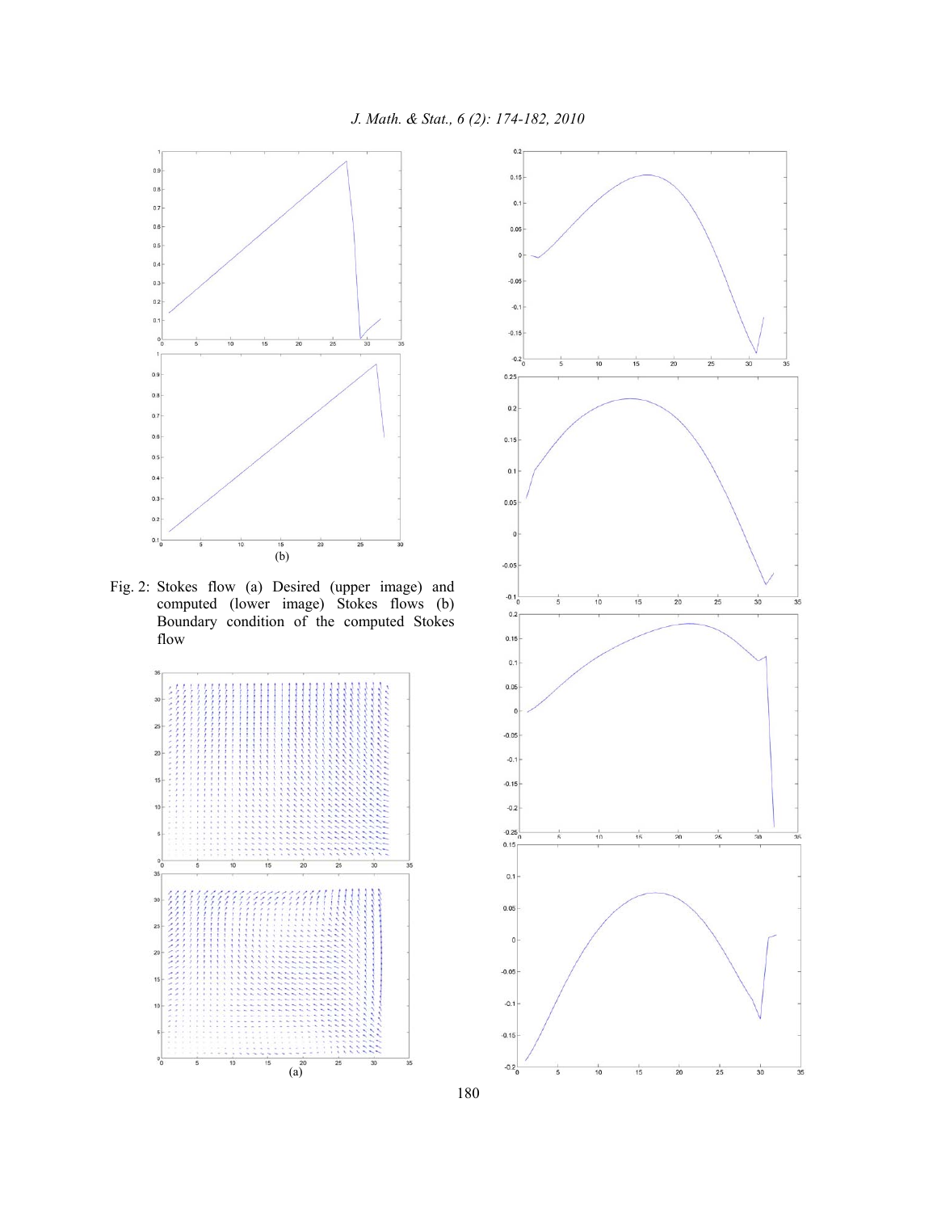(b)

Fig. 2: Stokes flow (a) Desired (upper image) and computed (lower image) Stokes flows (b) Boundary condition of the computed Stokes flow

(a)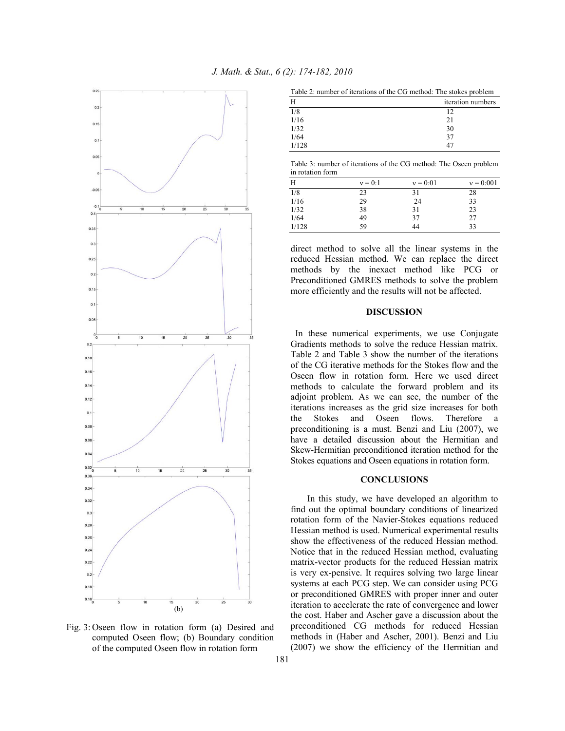Fig. 3: Oseen flow in rotation form (a) Desired and computed Oseen flow; (b) Boundary condition of the computed Oseen flow in rotation form

Table 2: number of iterations of the CG method: The stokes problem

| H | iteration numbers |
|---|---|
| 1/8 | 12 |
| 1/16 | 21 |
| 1/32 | 30 |
| 1/64 | 37 |
| 1/128 | 47 |

Table 3: number of iterations of the CG method: The Oseen problem in rotation form

| H | $\nu = 0{:}1$ | $\nu = 0{:}01$ | $\nu = 0{:}001$ |
|---|---|---|---|
| 1/8 | 23 | 31 | 28 |
| 1/16 | 29 | 24 | 33 |
| 1/32 | 38 | 31 | 23 |
| 1/64 | 49 | 37 | 27 |
| 1/128 | 59 | 44 | 33 |

direct method to solve all the linear systems in the reduced Hessian method. We can replace the direct methods by the inexact method like PCG or Preconditioned GMRES methods to solve the problem more efficiently and the results will not be affected.

## DISCUSSION

In these numerical experiments, we use Conjugate Gradients methods to solve the reduce Hessian matrix. Table 2 and Table 3 show the number of the iterations of the CG iterative methods for the Stokes flow and the Oseen flow in rotation form. Here we used direct methods to calculate the forward problem and its adjoint problem. As we can see, the number of the iterations increases as the grid size increases for both the Stokes and Oseen flows. Therefore a preconditioning is a must. Benzi and Liu (2007), we have a detailed discussion about the Hermitian and Skew-Hermitian preconditioned iteration method for the Stokes equations and Oseen equations in rotation form.

## CONCLUSIONS

In this study, we have developed an algorithm to find out the optimal boundary conditions of linearized rotation form of the Navier-Stokes equations reduced Hessian method is used. Numerical experimental results show the effectiveness of the reduced Hessian method. Notice that in the reduced Hessian method, evaluating matrix-vector products for the reduced Hessian matrix is very ex-pensive. It requires solving two large linear systems at each PCG step. We can consider using PCG or preconditioned GMRES with proper inner and outer iteration to accelerate the rate of convergence and lower the cost. Haber and Ascher gave a discussion about the preconditioned CG methods for reduced Hessian methods in (Haber and Ascher, 2001). Benzi and Liu (2007) we show the efficiency of the Hermitian and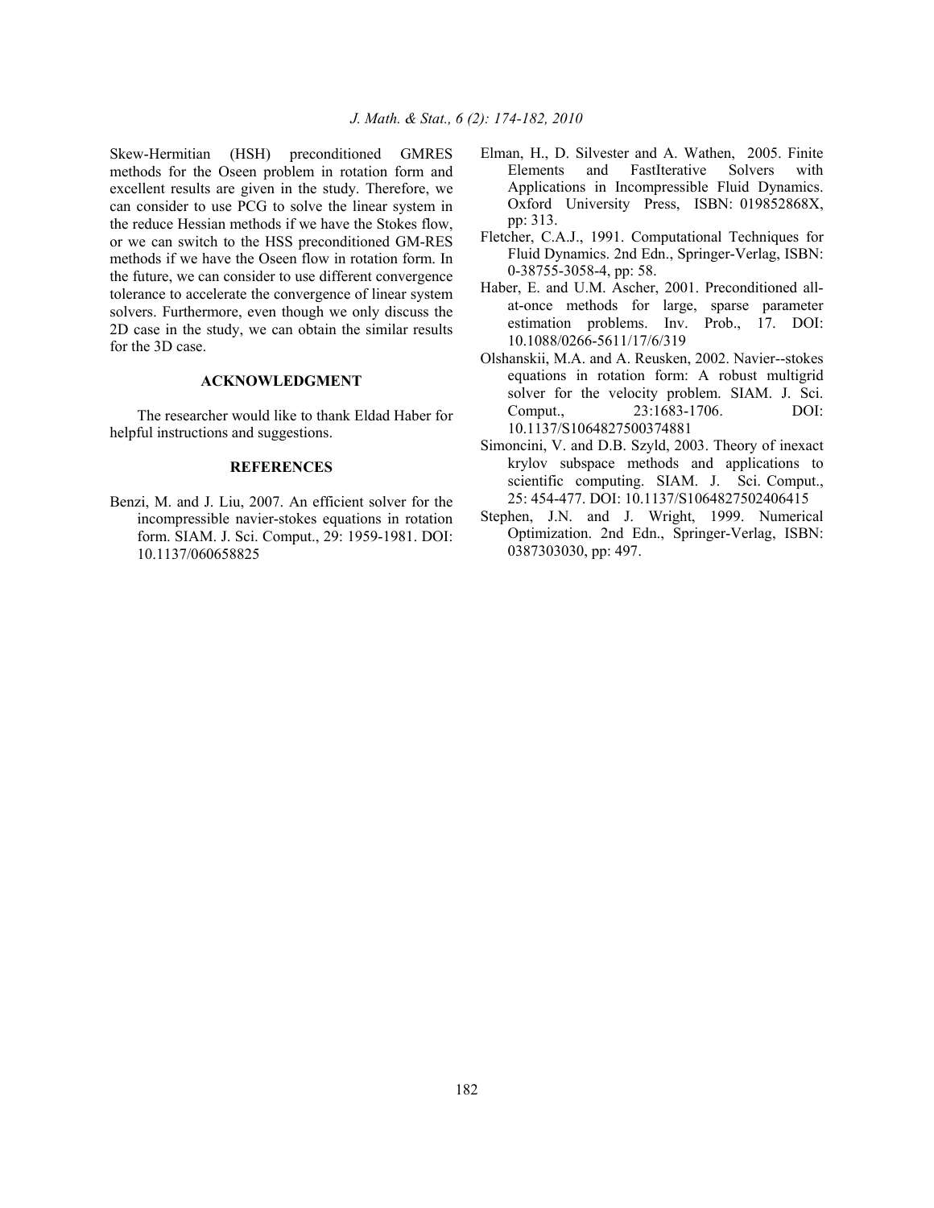Skew-Hermitian (HSH) preconditioned GMRES methods for the Oseen problem in rotation form and excellent results are given in the study. Therefore, we can consider to use PCG to solve the linear system in the reduce Hessian methods if we have the Stokes flow, or we can switch to the HSS preconditioned GM-RES methods if we have the Oseen flow in rotation form. In the future, we can consider to use different convergence tolerance to accelerate the convergence of linear system solvers. Furthermore, even though we only discuss the 2D case in the study, we can obtain the similar results for the 3D case.

## ACKNOWLEDGMENT

The researcher would like to thank Eldad Haber for helpful instructions and suggestions.

## REFERENCES

Benzi, M. and J. Liu, 2007. An efficient solver for the incompressible navier-stokes equations in rotation form. SIAM. J. Sci. Comput., 29: 1959-1981. DOI: 10.1137/060658825

Elman, H., D. Silvester and A. Wathen, 2005. Finite Elements and FastIterative Solvers with Applications in Incompressible Fluid Dynamics. Oxford University Press, ISBN: 019852868X, pp: 313.

Fletcher, C.A.J., 1991. Computational Techniques for Fluid Dynamics. 2nd Edn., Springer-Verlag, ISBN: 0-38755-3058-4, pp: 58.

Haber, E. and U.M. Ascher, 2001. Preconditioned all-at-once methods for large, sparse parameter estimation problems. Inv. Prob., 17. DOI: 10.1088/0266-5611/17/6/319

Olshanskii, M.A. and A. Reusken, 2002. Navier--stokes equations in rotation form: A robust multigrid solver for the velocity problem. SIAM. J. Sci. Comput., 23:1683-1706. DOI: 10.1137/S1064827500374881

Simoncini, V. and D.B. Szyld, 2003. Theory of inexact krylov subspace methods and applications to scientific computing. SIAM. J. Sci. Comput., 25: 454-477. DOI: 10.1137/S1064827502406415

Stephen, J.N. and J. Wright, 1999. Numerical Optimization. 2nd Edn., Springer-Verlag, ISBN: 0387303030, pp: 497.